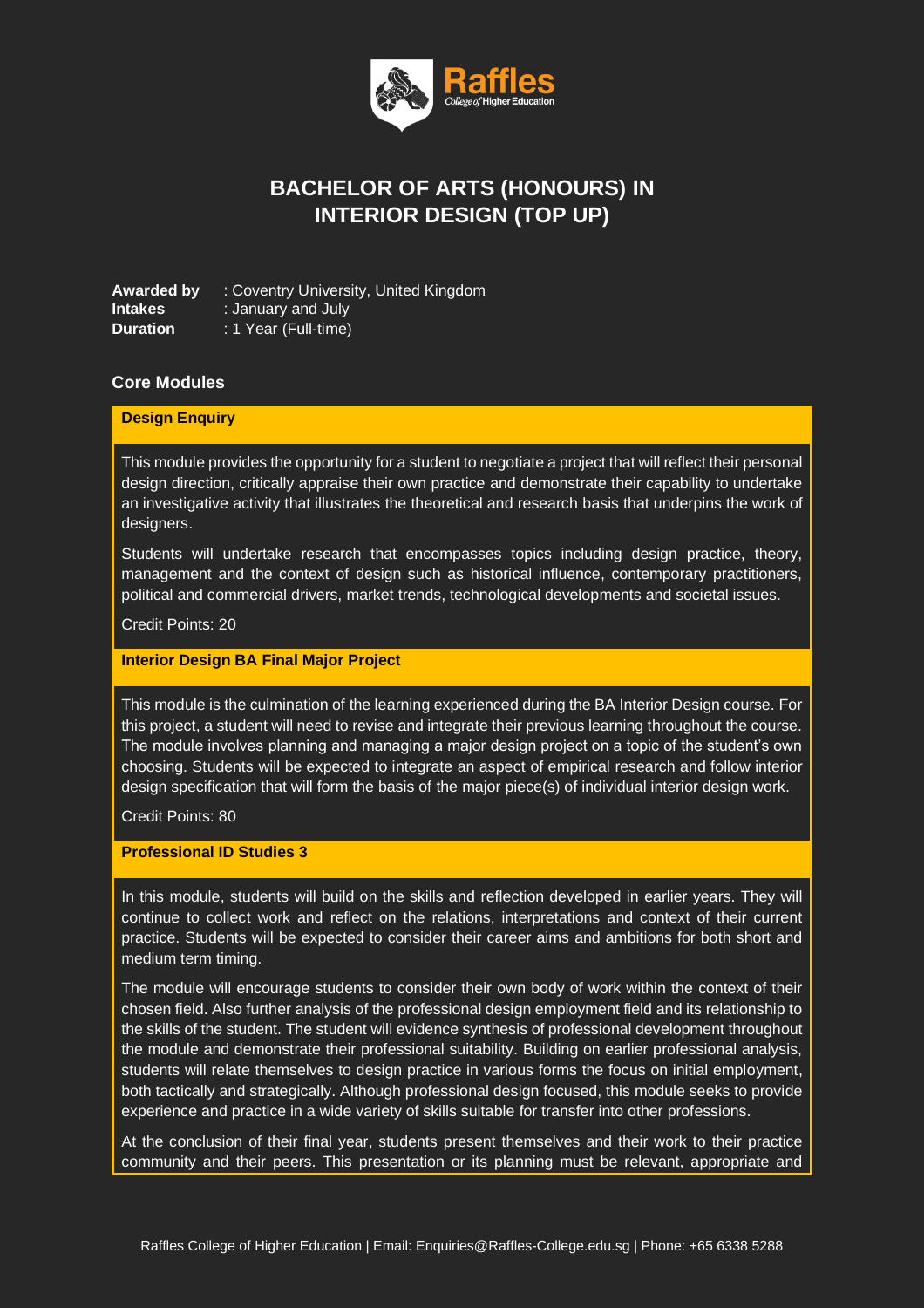# BACHELOR OF ARTS (HONOURS) IN INTERIOR DESIGN (TOP UP)

**Awarded by** : Coventry University, United Kingdom
**Intakes** : January and July
**Duration** : 1 Year (Full-time)

## Core Modules

### Design Enquiry

This module provides the opportunity for a student to negotiate a project that will reflect their personal design direction, critically appraise their own practice and demonstrate their capability to undertake an investigative activity that illustrates the theoretical and research basis that underpins the work of designers.

Students will undertake research that encompasses topics including design practice, theory, management and the context of design such as historical influence, contemporary practitioners, political and commercial drivers, market trends, technological developments and societal issues.

Credit Points: 20

### Interior Design BA Final Major Project

This module is the culmination of the learning experienced during the BA Interior Design course. For this project, a student will need to revise and integrate their previous learning throughout the course. The module involves planning and managing a major design project on a topic of the student's own choosing. Students will be expected to integrate an aspect of empirical research and follow interior design specification that will form the basis of the major piece(s) of individual interior design work.

Credit Points: 80

### Professional ID Studies 3

In this module, students will build on the skills and reflection developed in earlier years. They will continue to collect work and reflect on the relations, interpretations and context of their current practice. Students will be expected to consider their career aims and ambitions for both short and medium term timing.

The module will encourage students to consider their own body of work within the context of their chosen field. Also further analysis of the professional design employment field and its relationship to the skills of the student. The student will evidence synthesis of professional development throughout the module and demonstrate their professional suitability. Building on earlier professional analysis, students will relate themselves to design practice in various forms the focus on initial employment, both tactically and strategically. Although professional design focused, this module seeks to provide experience and practice in a wide variety of skills suitable for transfer into other professions.

At the conclusion of their final year, students present themselves and their work to their practice community and their peers. This presentation or its planning must be relevant, appropriate and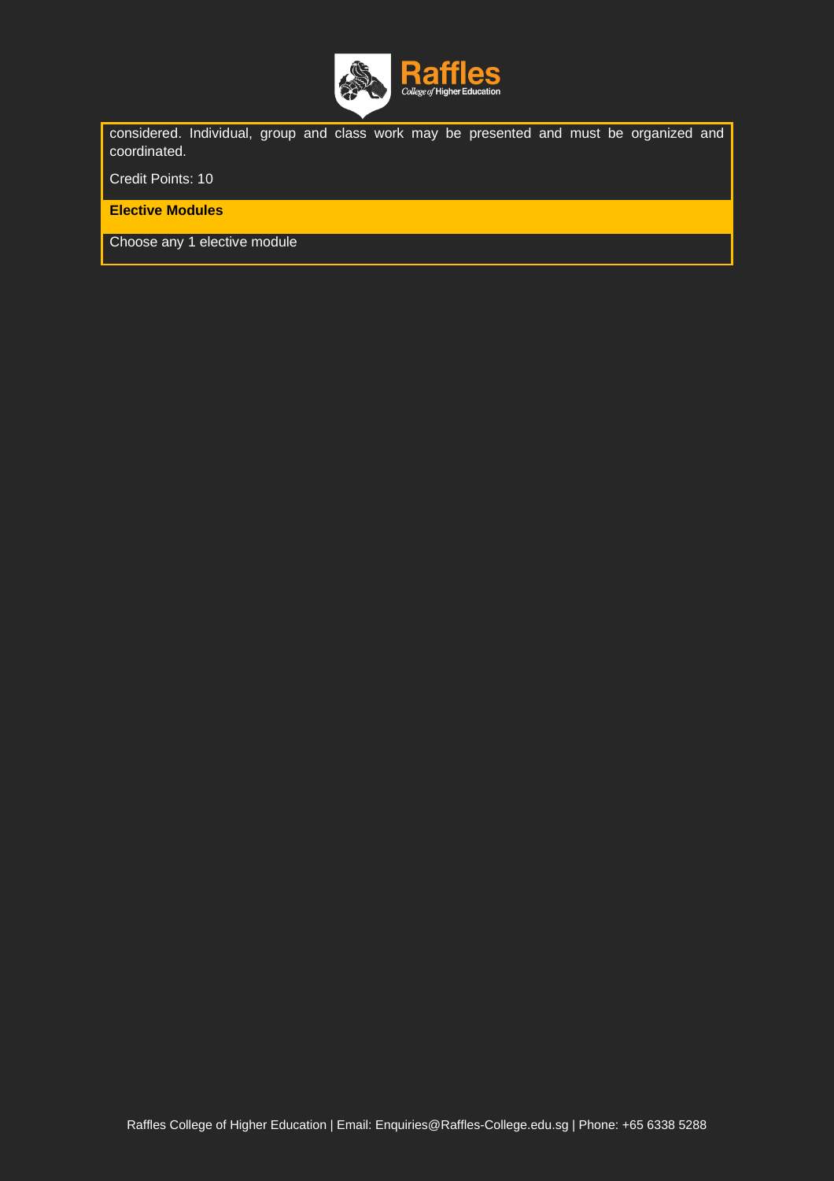considered. Individual, group and class work may be presented and must be organized and coordinated.

Credit Points: 10

**Elective Modules**

Choose any 1 elective module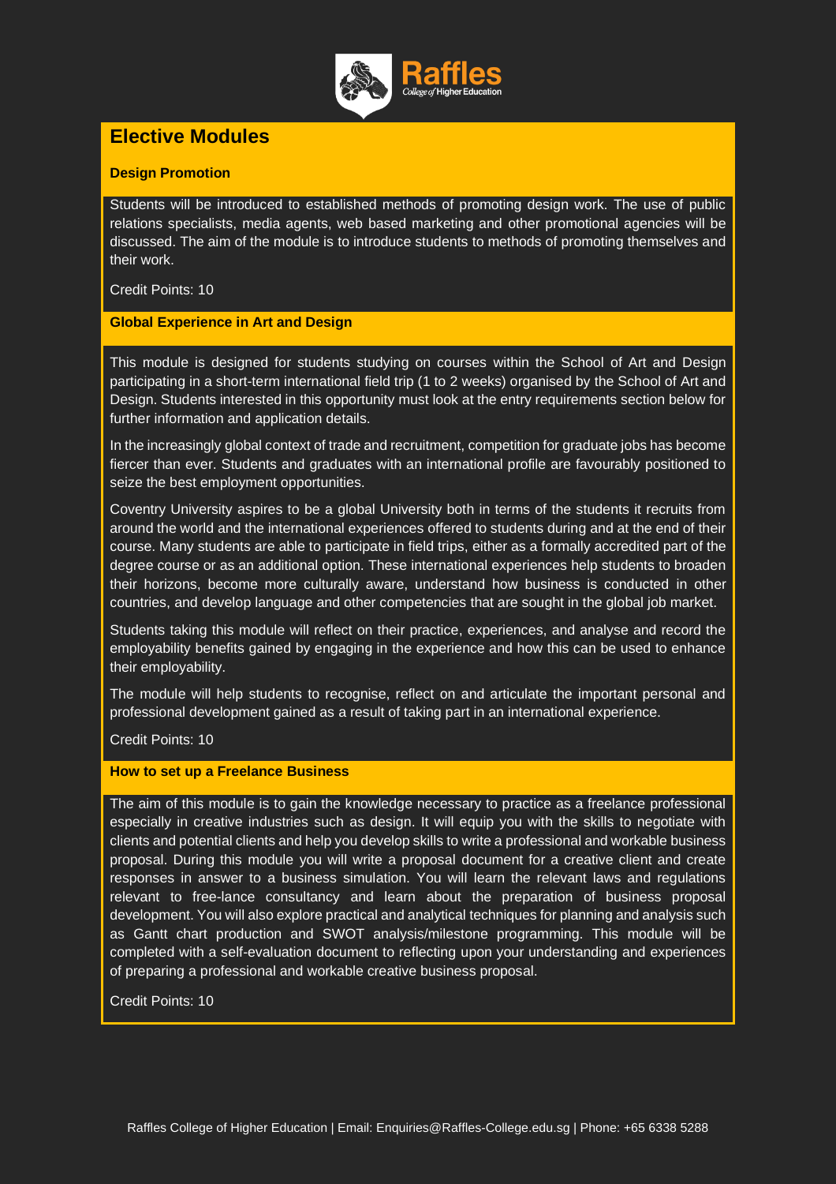## Elective Modules

### Design Promotion

Students will be introduced to established methods of promoting design work. The use of public relations specialists, media agents, web based marketing and other promotional agencies will be discussed. The aim of the module is to introduce students to methods of promoting themselves and their work.

Credit Points: 10

### Global Experience in Art and Design

This module is designed for students studying on courses within the School of Art and Design participating in a short-term international field trip (1 to 2 weeks) organised by the School of Art and Design. Students interested in this opportunity must look at the entry requirements section below for further information and application details.

In the increasingly global context of trade and recruitment, competition for graduate jobs has become fiercer than ever. Students and graduates with an international profile are favourably positioned to seize the best employment opportunities.

Coventry University aspires to be a global University both in terms of the students it recruits from around the world and the international experiences offered to students during and at the end of their course. Many students are able to participate in field trips, either as a formally accredited part of the degree course or as an additional option. These international experiences help students to broaden their horizons, become more culturally aware, understand how business is conducted in other countries, and develop language and other competencies that are sought in the global job market.

Students taking this module will reflect on their practice, experiences, and analyse and record the employability benefits gained by engaging in the experience and how this can be used to enhance their employability.

The module will help students to recognise, reflect on and articulate the important personal and professional development gained as a result of taking part in an international experience.

Credit Points: 10

### How to set up a Freelance Business

The aim of this module is to gain the knowledge necessary to practice as a freelance professional especially in creative industries such as design. It will equip you with the skills to negotiate with clients and potential clients and help you develop skills to write a professional and workable business proposal. During this module you will write a proposal document for a creative client and create responses in answer to a business simulation. You will learn the relevant laws and regulations relevant to free-lance consultancy and learn about the preparation of business proposal development. You will also explore practical and analytical techniques for planning and analysis such as Gantt chart production and SWOT analysis/milestone programming. This module will be completed with a self-evaluation document to reflecting upon your understanding and experiences of preparing a professional and workable creative business proposal.

Credit Points: 10